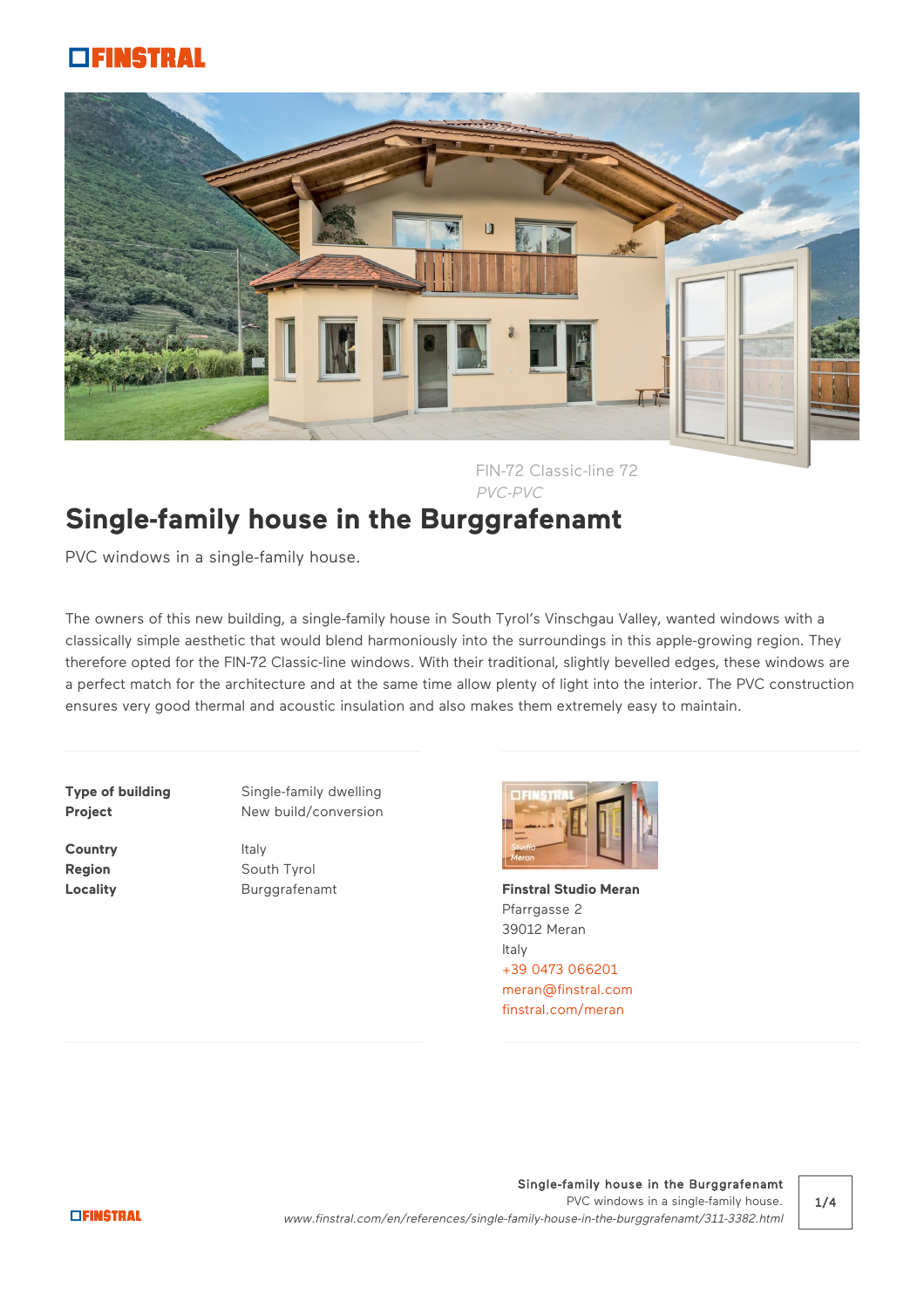FIN-72 Classic-line 72

*PVC-PVC*

# Single-family house in the Burggrafenamt

PVC windows in a single-family house.

The owners of this new building, a single-family house in South Tyrol's Vinschgau Valley, wanted windows with a classically simple aesthetic that would blend harmoniously into the surroundings in this apple-growing region. They therefore opted for the FIN-72 Classic-line windows. With their traditional, slightly bevelled edges, these windows are a perfect match for the architecture and at the same time allow plenty of light into the interior. The PVC construction ensures very good thermal and acoustic insulation and also makes them extremely easy to maintain.

| | |
|---|---|
| **Type of building** | Single-family dwelling |
| **Project** | New build/conversion |
| **Country** | Italy |
| **Region** | South Tyrol |
| **Locality** | Burggrafenamt |

**Finstral Studio Meran**
Pfarrgasse 2
39012 Meran
Italy
+39 0473 066201
meran@finstral.com
finstral.com/meran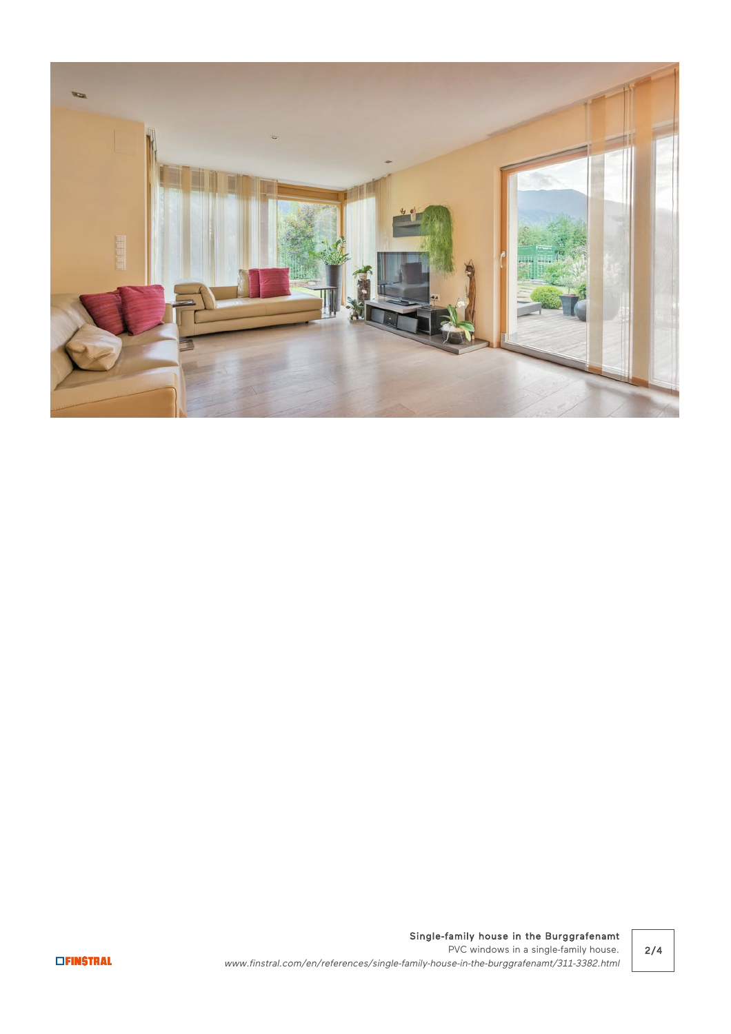Single-family house in the Burggrafenamt
PVC windows in a single-family house.
www.finstral.com/en/references/single-family-house-in-the-burggrafenamt/311-3382.html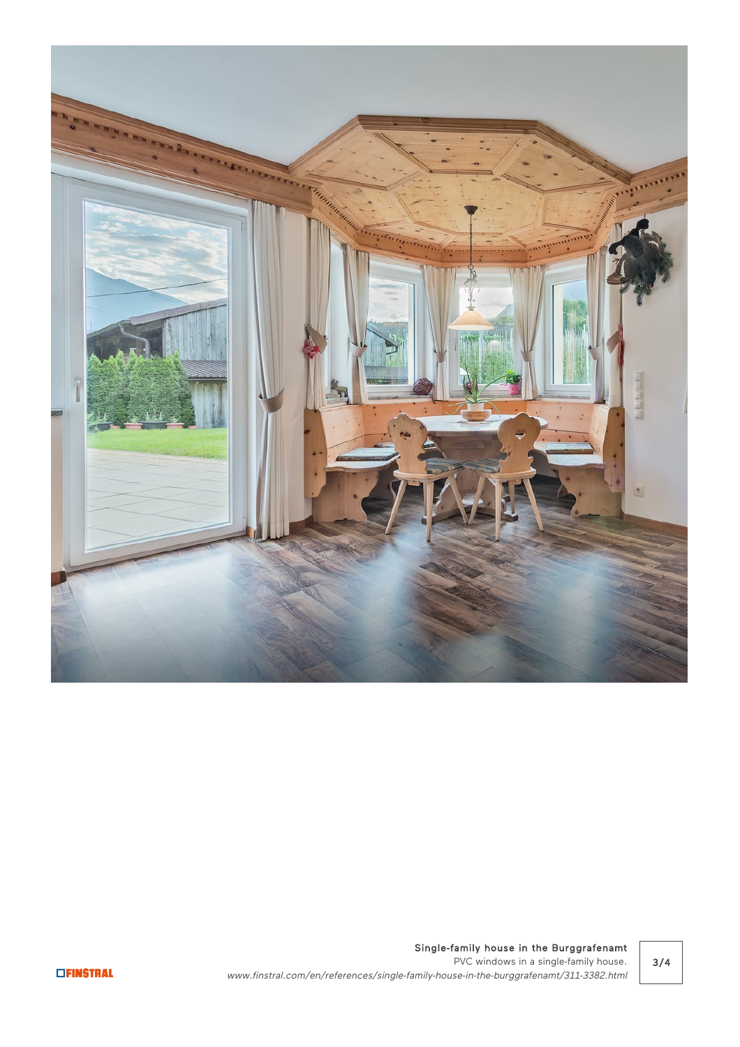**Single-family house in the Burggrafenamt**

PVC windows in a single-family house.

*www.finstral.com/en/references/single-family-house-in-the-burggrafenamt/311-3382.html*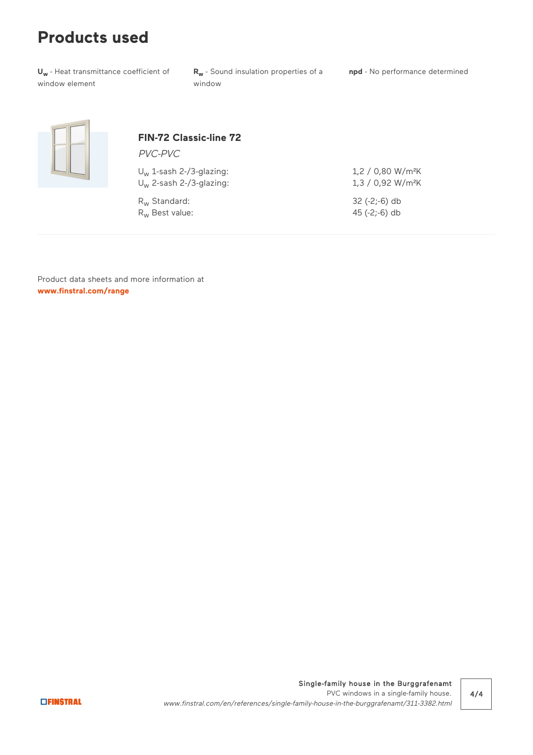# Products used

**$U_w$** - Heat transmittance coefficient of window element

**$R_w$** - Sound insulation properties of a window

**npd** - No performance determined

## FIN-72 Classic-line 72

*PVC-PVC*

| | |
|---|---|
| $U_W$ 1-sash 2-/3-glazing: | 1,2 / 0,80 W/m²K |
| $U_W$ 2-sash 2-/3-glazing: | 1,3 / 0,92 W/m²K |
| $R_W$ Standard: | 32 (-2;-6) db |
| $R_W$ Best value: | 45 (-2;-6) db |

Product data sheets and more information at
**www.finstral.com/range**